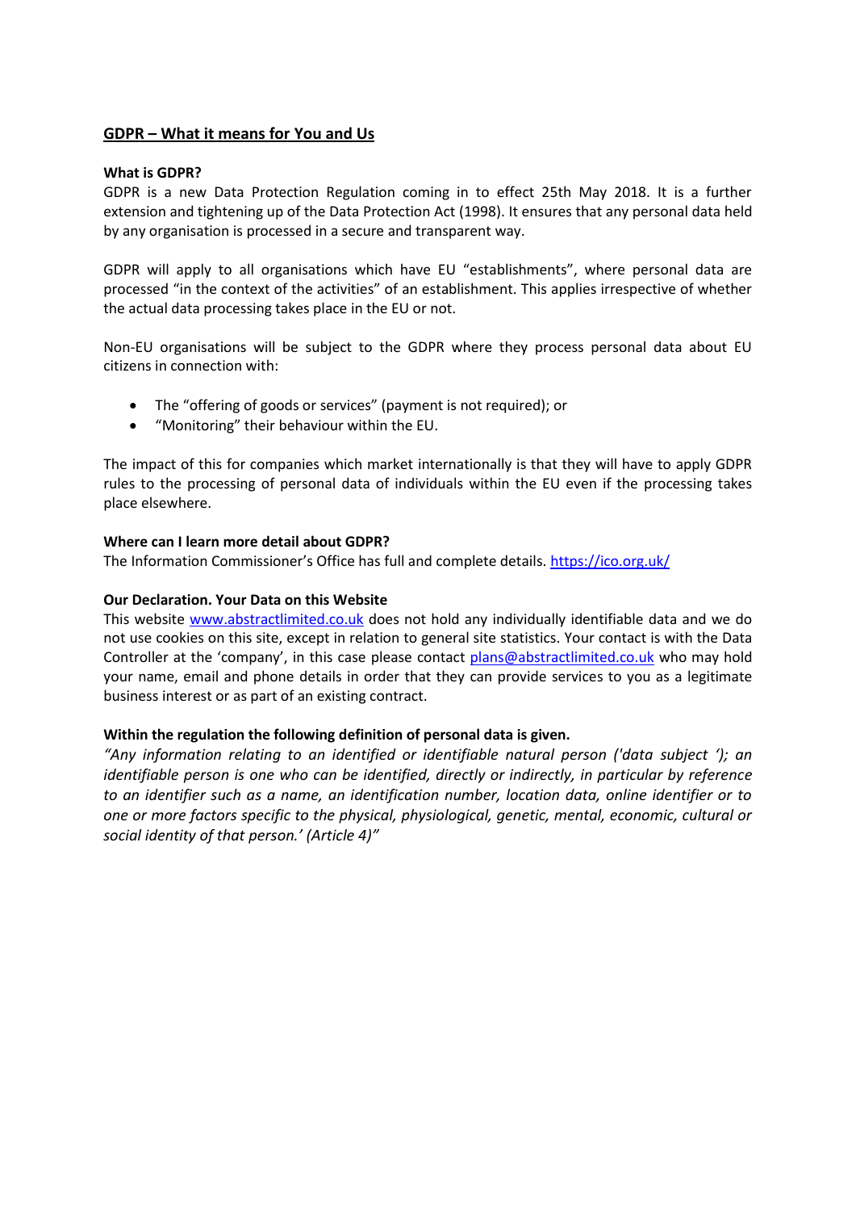## GDPR – What it means for You and Us

**What is GDPR?**

GDPR is a new Data Protection Regulation coming in to effect 25th May 2018. It is a further extension and tightening up of the Data Protection Act (1998). It ensures that any personal data held by any organisation is processed in a secure and transparent way.

GDPR will apply to all organisations which have EU "establishments", where personal data are processed "in the context of the activities" of an establishment. This applies irrespective of whether the actual data processing takes place in the EU or not.

Non-EU organisations will be subject to the GDPR where they process personal data about EU citizens in connection with:

- The "offering of goods or services" (payment is not required); or
- "Monitoring" their behaviour within the EU.

The impact of this for companies which market internationally is that they will have to apply GDPR rules to the processing of personal data of individuals within the EU even if the processing takes place elsewhere.

**Where can I learn more detail about GDPR?**

The Information Commissioner's Office has full and complete details. https://ico.org.uk/

**Our Declaration. Your Data on this Website**

This website www.abstractlimited.co.uk does not hold any individually identifiable data and we do not use cookies on this site, except in relation to general site statistics. Your contact is with the Data Controller at the 'company', in this case please contact plans@abstractlimited.co.uk who may hold your name, email and phone details in order that they can provide services to you as a legitimate business interest or as part of an existing contract.

**Within the regulation the following definition of personal data is given.**

*"Any information relating to an identified or identifiable natural person ('data subject '); an identifiable person is one who can be identified, directly or indirectly, in particular by reference to an identifier such as a name, an identification number, location data, online identifier or to one or more factors specific to the physical, physiological, genetic, mental, economic, cultural or social identity of that person.' (Article 4)"*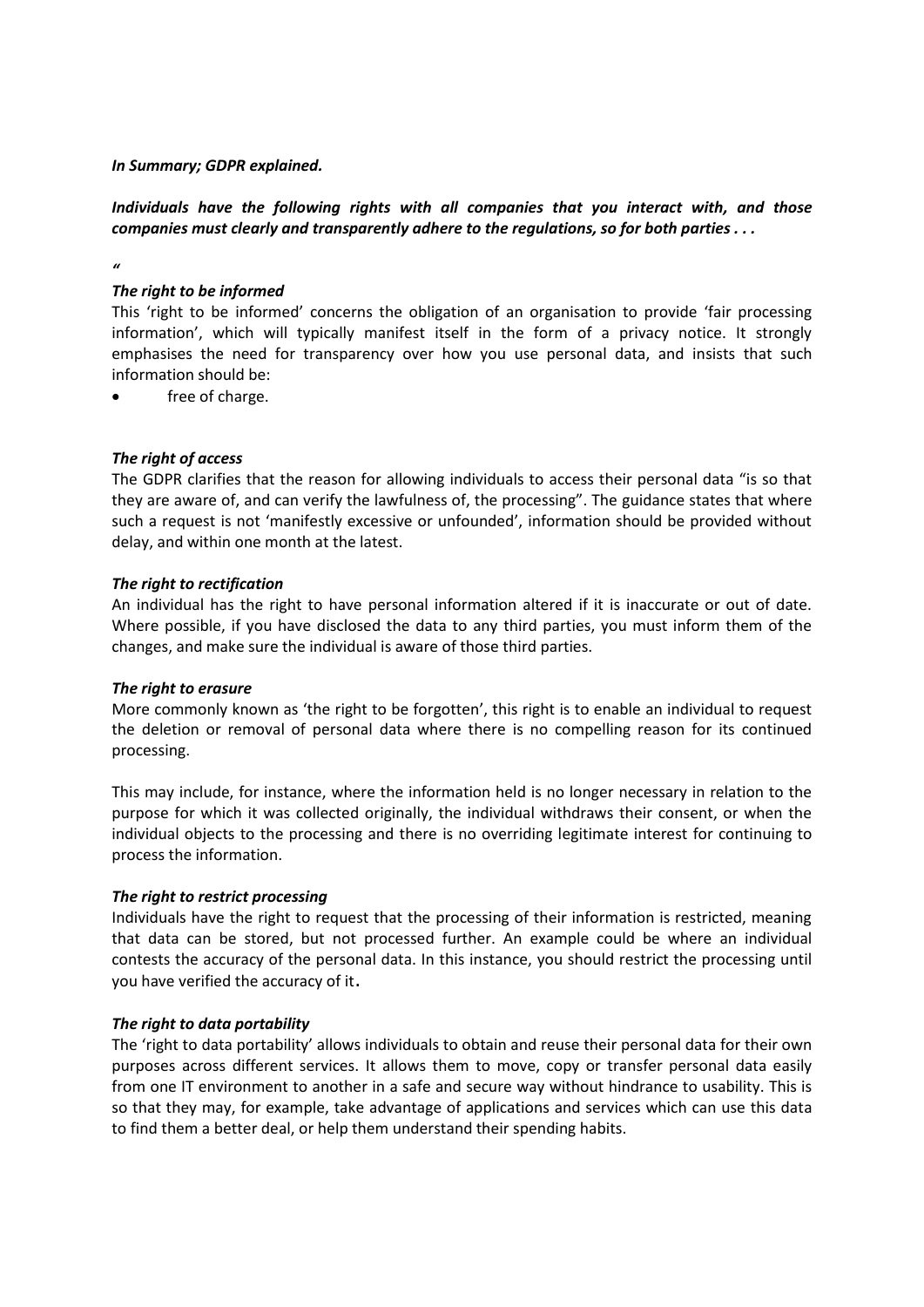***In Summary; GDPR explained.***

***Individuals have the following rights with all companies that you interact with, and those companies must clearly and transparently adhere to the regulations, so for both parties . . .***

*"*

***The right to be informed***

This 'right to be informed' concerns the obligation of an organisation to provide 'fair processing information', which will typically manifest itself in the form of a privacy notice. It strongly emphasises the need for transparency over how you use personal data, and insists that such information should be:

- free of charge.

***The right of access***

The GDPR clarifies that the reason for allowing individuals to access their personal data "is so that they are aware of, and can verify the lawfulness of, the processing". The guidance states that where such a request is not 'manifestly excessive or unfounded', information should be provided without delay, and within one month at the latest.

***The right to rectification***

An individual has the right to have personal information altered if it is inaccurate or out of date. Where possible, if you have disclosed the data to any third parties, you must inform them of the changes, and make sure the individual is aware of those third parties.

***The right to erasure***

More commonly known as 'the right to be forgotten', this right is to enable an individual to request the deletion or removal of personal data where there is no compelling reason for its continued processing.

This may include, for instance, where the information held is no longer necessary in relation to the purpose for which it was collected originally, the individual withdraws their consent, or when the individual objects to the processing and there is no overriding legitimate interest for continuing to process the information.

***The right to restrict processing***

Individuals have the right to request that the processing of their information is restricted, meaning that data can be stored, but not processed further. An example could be where an individual contests the accuracy of the personal data. In this instance, you should restrict the processing until you have verified the accuracy of it.

***The right to data portability***

The 'right to data portability' allows individuals to obtain and reuse their personal data for their own purposes across different services. It allows them to move, copy or transfer personal data easily from one IT environment to another in a safe and secure way without hindrance to usability. This is so that they may, for example, take advantage of applications and services which can use this data to find them a better deal, or help them understand their spending habits.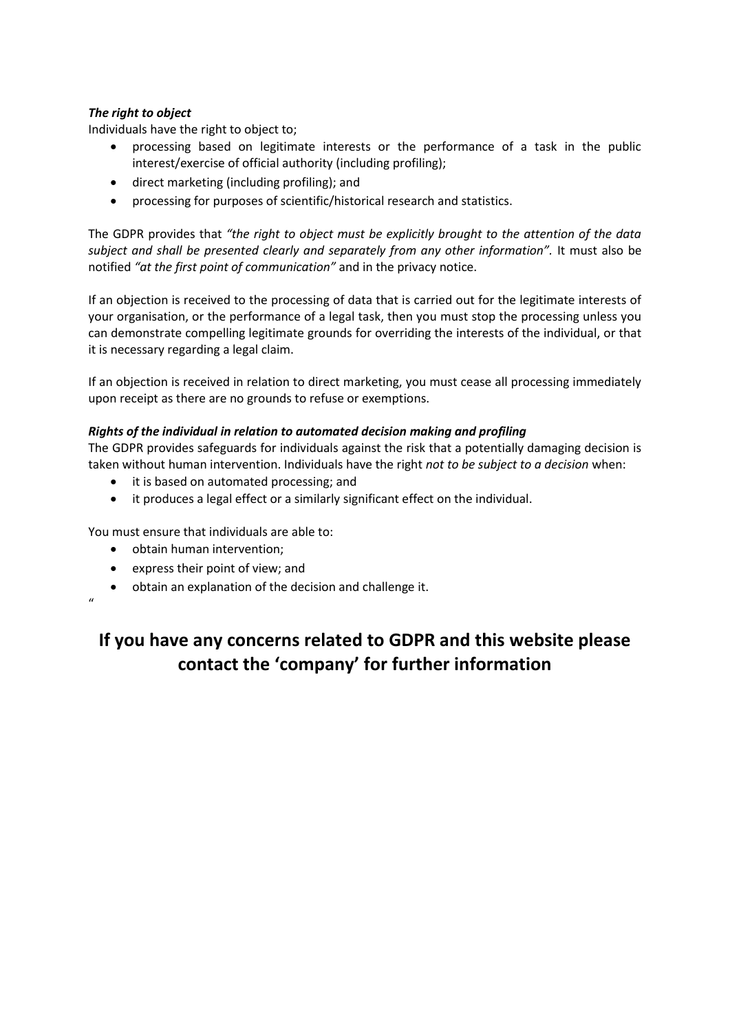***The right to object***

Individuals have the right to object to;

- processing based on legitimate interests or the performance of a task in the public interest/exercise of official authority (including profiling);
- direct marketing (including profiling); and
- processing for purposes of scientific/historical research and statistics.

The GDPR provides that *"the right to object must be explicitly brought to the attention of the data subject and shall be presented clearly and separately from any other information".* It must also be notified *"at the first point of communication"* and in the privacy notice.

If an objection is received to the processing of data that is carried out for the legitimate interests of your organisation, or the performance of a legal task, then you must stop the processing unless you can demonstrate compelling legitimate grounds for overriding the interests of the individual, or that it is necessary regarding a legal claim.

If an objection is received in relation to direct marketing, you must cease all processing immediately upon receipt as there are no grounds to refuse or exemptions.

***Rights of the individual in relation to automated decision making and profiling***

The GDPR provides safeguards for individuals against the risk that a potentially damaging decision is taken without human intervention. Individuals have the right *not to be subject to a decision* when:

- it is based on automated processing; and
- it produces a legal effect or a similarly significant effect on the individual.

You must ensure that individuals are able to:

- obtain human intervention;
- express their point of view; and
- obtain an explanation of the decision and challenge it.

"

## **If you have any concerns related to GDPR and this website please contact the 'company' for further information**